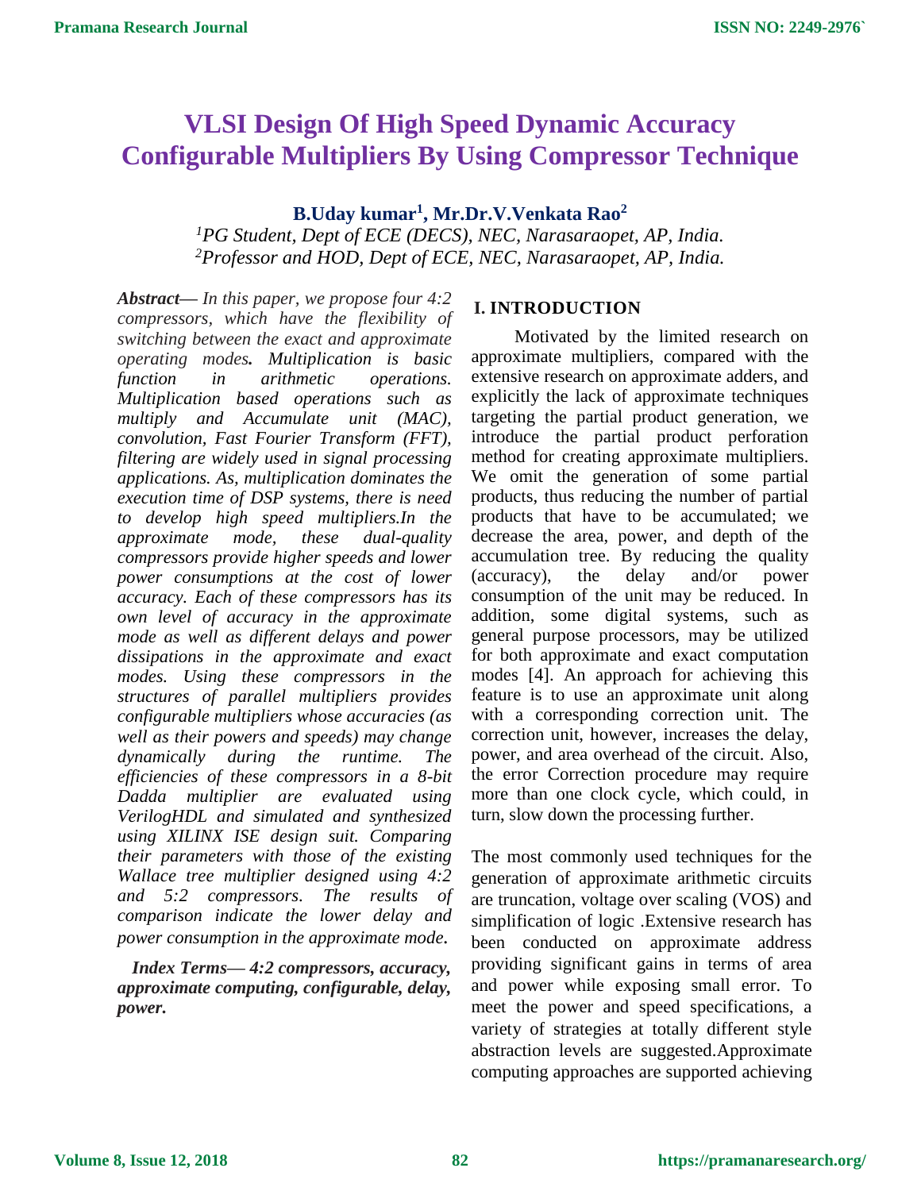# VLSI Design Of High Speed Dynamic Accuracy Configurable Multipliers By Using Compressor Technique

**B.Uday kumar[1], Mr.Dr.V.Venkata Rao[2]**

*[1]PG Student, Dept of ECE (DECS), NEC, Narasaraopet, AP, India.*
*[2]Professor and HOD, Dept of ECE, NEC, Narasaraopet, AP, India.*

***Abstract*****—** *In this paper, we propose four 4:2 compressors, which have the flexibility of switching between the exact and approximate operating modes.* ***Multiplication is basic function in arithmetic operations. Multiplication based operations such as multiply and Accumulate unit (MAC), convolution, Fast Fourier Transform (FFT), filtering are widely used in signal processing applications. As, multiplication dominates the execution time of DSP systems, there is need to develop high speed multipliers.In the approximate mode, these dual-quality compressors provide higher speeds and lower power consumptions at the cost of lower accuracy. Each of these compressors has its own level of accuracy in the approximate mode as well as different delays and power dissipations in the approximate and exact modes. Using these compressors in the structures of parallel multipliers provides configurable multipliers whose accuracies (as well as their powers and speeds) may change dynamically during the runtime. The efficiencies of these compressors in a 8-bit Dadda multiplier are evaluated using VerilogHDL and simulated and synthesized using XILINX ISE design suit. Comparing their parameters with those of the existing Wallace tree multiplier designed using 4:2 and 5:2 compressors. The results of comparison indicate the lower delay and power consumption in the approximate mode.***

***Index Terms*****— *4:2 compressors, accuracy, approximate computing, configurable, delay, power.***

## I. INTRODUCTION

Motivated by the limited research on approximate multipliers, compared with the extensive research on approximate adders, and explicitly the lack of approximate techniques targeting the partial product generation, we introduce the partial product perforation method for creating approximate multipliers. We omit the generation of some partial products, thus reducing the number of partial products that have to be accumulated; we decrease the area, power, and depth of the accumulation tree. By reducing the quality (accuracy), the delay and/or power consumption of the unit may be reduced. In addition, some digital systems, such as general purpose processors, may be utilized for both approximate and exact computation modes [4]. An approach for achieving this feature is to use an approximate unit along with a corresponding correction unit. The correction unit, however, increases the delay, power, and area overhead of the circuit. Also, the error Correction procedure may require more than one clock cycle, which could, in turn, slow down the processing further.

The most commonly used techniques for the generation of approximate arithmetic circuits are truncation, voltage over scaling (VOS) and simplification of logic .Extensive research has been conducted on approximate address providing significant gains in terms of area and power while exposing small error. To meet the power and speed specifications, a variety of strategies at totally different style abstraction levels are suggested.Approximate computing approaches are supported achieving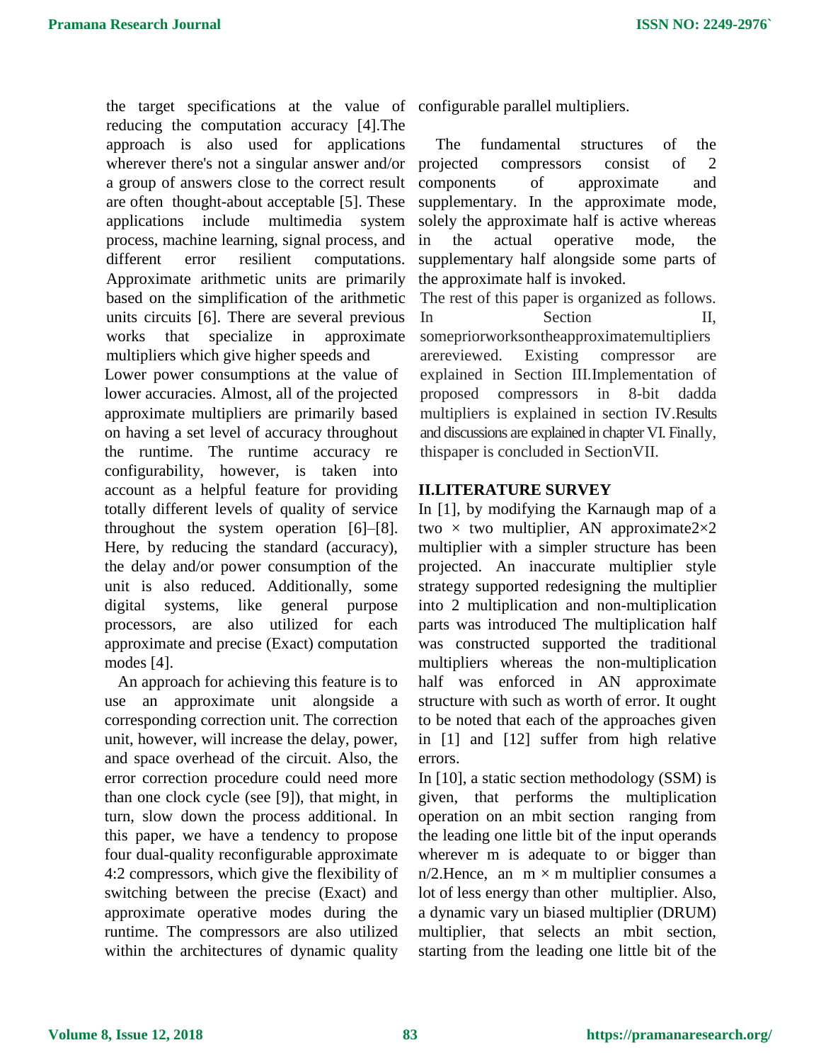the target specifications at the value of reducing the computation accuracy [4].The approach is also used for applications wherever there's not a singular answer and/or a group of answers close to the correct result are often thought-about acceptable [5]. These applications include multimedia system process, machine learning, signal process, and different error resilient computations. Approximate arithmetic units are primarily based on the simplification of the arithmetic units circuits [6]. There are several previous works that specialize in approximate multipliers which give higher speeds and Lower power consumptions at the value of lower accuracies. Almost, all of the projected approximate multipliers are primarily based on having a set level of accuracy throughout the runtime. The runtime accuracy re configurability, however, is taken into account as a helpful feature for providing totally different levels of quality of service throughout the system operation [6]–[8]. Here, by reducing the standard (accuracy), the delay and/or power consumption of the unit is also reduced. Additionally, some digital systems, like general purpose processors, are also utilized for each approximate and precise (Exact) computation modes [4].

An approach for achieving this feature is to use an approximate unit alongside a corresponding correction unit. The correction unit, however, will increase the delay, power, and space overhead of the circuit. Also, the error correction procedure could need more than one clock cycle (see [9]), that might, in turn, slow down the process additional. In this paper, we have a tendency to propose four dual-quality reconfigurable approximate 4:2 compressors, which give the flexibility of switching between the precise (Exact) and approximate operative modes during the runtime. The compressors are also utilized within the architectures of dynamic quality configurable parallel multipliers.

The fundamental structures of the projected compressors consist of 2 components of approximate and supplementary. In the approximate mode, solely the approximate half is active whereas in the actual operative mode, the supplementary half alongside some parts of the approximate half is invoked.

The rest of this paper is organized as follows. In Section II, somepriorworksontheapproximatemultipliers arereviewed. Existing compressor are explained in Section III.Implementation of proposed compressors in 8-bit dadda multipliers is explained in section IV.Results and discussions are explained in chapter VI. Finally, thispaper is concluded in SectionVII.

## II.LITERATURE SURVEY

In [1], by modifying the Karnaugh map of a two × two multiplier, AN approximate2×2 multiplier with a simpler structure has been projected. An inaccurate multiplier style strategy supported redesigning the multiplier into 2 multiplication and non-multiplication parts was introduced The multiplication half was constructed supported the traditional multipliers whereas the non-multiplication half was enforced in AN approximate structure with such as worth of error. It ought to be noted that each of the approaches given in [1] and [12] suffer from high relative errors.

In [10], a static section methodology (SSM) is given, that performs the multiplication operation on an mbit section ranging from the leading one little bit of the input operands wherever m is adequate to or bigger than n/2.Hence, an m × m multiplier consumes a lot of less energy than other multiplier. Also, a dynamic vary un biased multiplier (DRUM) multiplier, that selects an mbit section, starting from the leading one little bit of the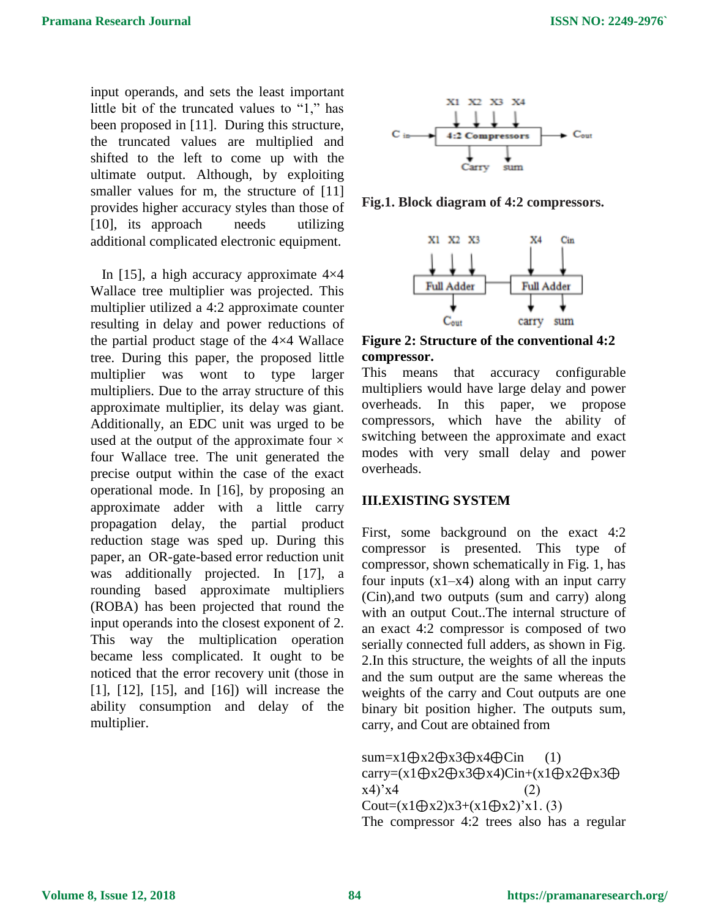input operands, and sets the least important little bit of the truncated values to "1," has been proposed in [11]. During this structure, the truncated values are multiplied and shifted to the left to come up with the ultimate output. Although, by exploiting smaller values for m, the structure of [11] provides higher accuracy styles than those of [10], its approach needs utilizing additional complicated electronic equipment.

In [15], a high accuracy approximate 4×4 Wallace tree multiplier was projected. This multiplier utilized a 4:2 approximate counter resulting in delay and power reductions of the partial product stage of the 4×4 Wallace tree. During this paper, the proposed little multiplier was wont to type larger multipliers. Due to the array structure of this approximate multiplier, its delay was giant. Additionally, an EDC unit was urged to be used at the output of the approximate four × four Wallace tree. The unit generated the precise output within the case of the exact operational mode. In [16], by proposing an approximate adder with a little carry propagation delay, the partial product reduction stage was sped up. During this paper, an OR-gate-based error reduction unit was additionally projected. In [17], a rounding based approximate multipliers (ROBA) has been projected that round the input operands into the closest exponent of 2. This way the multiplication operation became less complicated. It ought to be noticed that the error recovery unit (those in [1], [12], [15], and [16]) will increase the ability consumption and delay of the multiplier.

**Fig.1. Block diagram of 4:2 compressors.**

**Figure 2: Structure of the conventional 4:2 compressor.**

This means that accuracy configurable multipliers would have large delay and power overheads. In this paper, we propose compressors, which have the ability of switching between the approximate and exact modes with very small delay and power overheads.

## III.EXISTING SYSTEM

First, some background on the exact 4:2 compressor is presented. This type of compressor, shown schematically in Fig. 1, has four inputs (x1–x4) along with an input carry (Cin),and two outputs (sum and carry) along with an output Cout..The internal structure of an exact 4:2 compressor is composed of two serially connected full adders, as shown in Fig. 2.In this structure, the weights of all the inputs and the sum output are the same whereas the weights of the carry and Cout outputs are one binary bit position higher. The outputs sum, carry, and Cout are obtained from

$$sum = x1 \oplus x2 \oplus x3 \oplus x4 \oplus Cin \quad (1)$$

$$carry = (x1 \oplus x2 \oplus x3 \oplus x4)Cin + (x1 \oplus x2 \oplus x3 \oplus x4)'x4 \quad (2)$$

$$Cout = (x1 \oplus x2)x3 + (x1 \oplus x2)'x1. \quad (3)$$

The compressor 4:2 trees also has a regular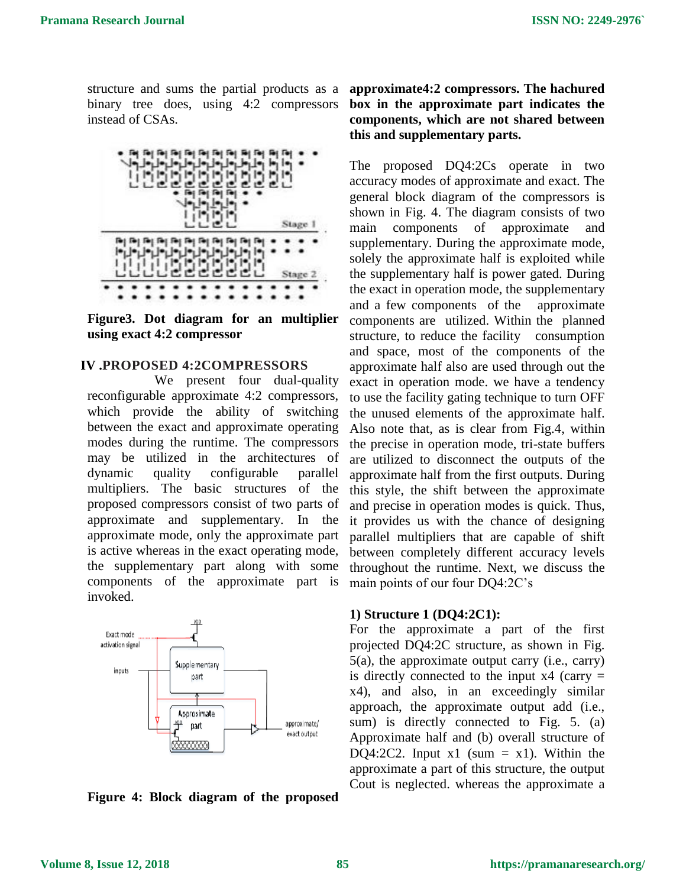structure and sums the partial products as a binary tree does, using 4:2 compressors instead of CSAs.

**Figure3. Dot diagram for an multiplier using exact 4:2 compressor**

## IV .PROPOSED 4:2COMPRESSORS

We present four dual-quality reconfigurable approximate 4:2 compressors, which provide the ability of switching between the exact and approximate operating modes during the runtime. The compressors may be utilized in the architectures of dynamic quality configurable parallel multipliers. The basic structures of the proposed compressors consist of two parts of approximate and supplementary. In the approximate mode, only the approximate part is active whereas in the exact operating mode, the supplementary part along with some components of the approximate part is invoked.

**Figure 4: Block diagram of the proposed approximate4:2 compressors. The hachured box in the approximate part indicates the components, which are not shared between this and supplementary parts.**

The proposed DQ4:2Cs operate in two accuracy modes of approximate and exact. The general block diagram of the compressors is shown in Fig. 4. The diagram consists of two main components of approximate and supplementary. During the approximate mode, solely the approximate half is exploited while the supplementary half is power gated. During the exact in operation mode, the supplementary and a few components of the approximate components are utilized. Within the planned structure, to reduce the facility consumption and space, most of the components of the approximate half also are used through out the exact in operation mode. we have a tendency to use the facility gating technique to turn OFF the unused elements of the approximate half. Also note that, as is clear from Fig.4, within the precise in operation mode, tri-state buffers are utilized to disconnect the outputs of the approximate half from the first outputs. During this style, the shift between the approximate and precise in operation modes is quick. Thus, it provides us with the chance of designing parallel multipliers that are capable of shift between completely different accuracy levels throughout the runtime. Next, we discuss the main points of our four DQ4:2C's

### 1) Structure 1 (DQ4:2C1):

For the approximate a part of the first projected DQ4:2C structure, as shown in Fig. 5(a), the approximate output carry (i.e., carry) is directly connected to the input x4 (carry = x4), and also, in an exceedingly similar approach, the approximate output add (i.e., sum) is directly connected to Fig. 5. (a) Approximate half and (b) overall structure of DQ4:2C2. Input x1 (sum = x1). Within the approximate a part of this structure, the output Cout is neglected. whereas the approximate a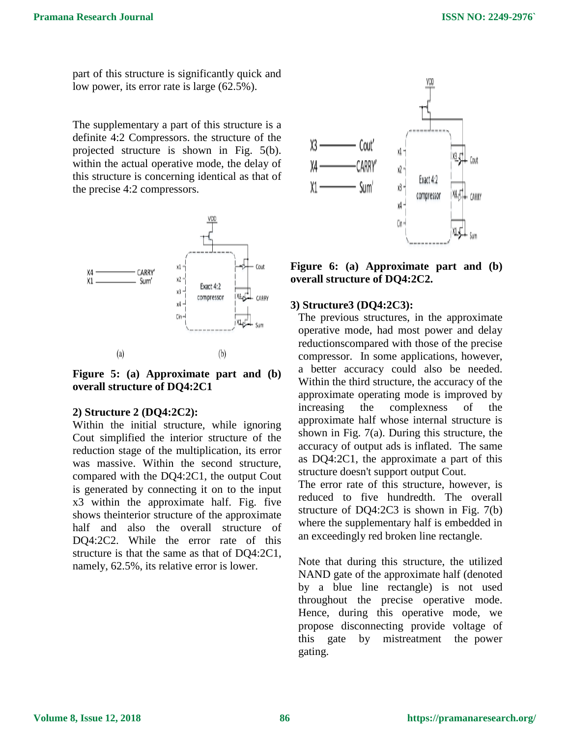part of this structure is significantly quick and low power, its error rate is large (62.5%).

The supplementary a part of this structure is a definite 4:2 Compressors. the structure of the projected structure is shown in Fig. 5(b). within the actual operative mode, the delay of this structure is concerning identical as that of the precise 4:2 compressors.

**Figure 5: (a) Approximate part and (b) overall structure of DQ4:2C1**

**2) Structure 2 (DQ4:2C2):**

Within the initial structure, while ignoring Cout simplified the interior structure of the reduction stage of the multiplication, its error was massive. Within the second structure, compared with the DQ4:2C1, the output Cout is generated by connecting it on to the input x3 within the approximate half. Fig. five shows theinterior structure of the approximate half and also the overall structure of DQ4:2C2. While the error rate of this structure is that the same as that of DQ4:2C1, namely, 62.5%, its relative error is lower.

**Figure 6: (a) Approximate part and (b) overall structure of DQ4:2C2.**

**3) Structure3 (DQ4:2C3):**

The previous structures, in the approximate operative mode, had most power and delay reductionscompared with those of the precise compressor. In some applications, however, a better accuracy could also be needed. Within the third structure, the accuracy of the approximate operating mode is improved by increasing the complexness of the approximate half whose internal structure is shown in Fig. 7(a). During this structure, the accuracy of output ads is inflated. The same as DQ4:2C1, the approximate a part of this structure doesn't support output Cout.

The error rate of this structure, however, is reduced to five hundredth. The overall structure of DQ4:2C3 is shown in Fig. 7(b) where the supplementary half is embedded in an exceedingly red broken line rectangle.

Note that during this structure, the utilized NAND gate of the approximate half (denoted by a blue line rectangle) is not used throughout the precise operative mode. Hence, during this operative mode, we propose disconnecting provide voltage of this gate by mistreatment the power gating.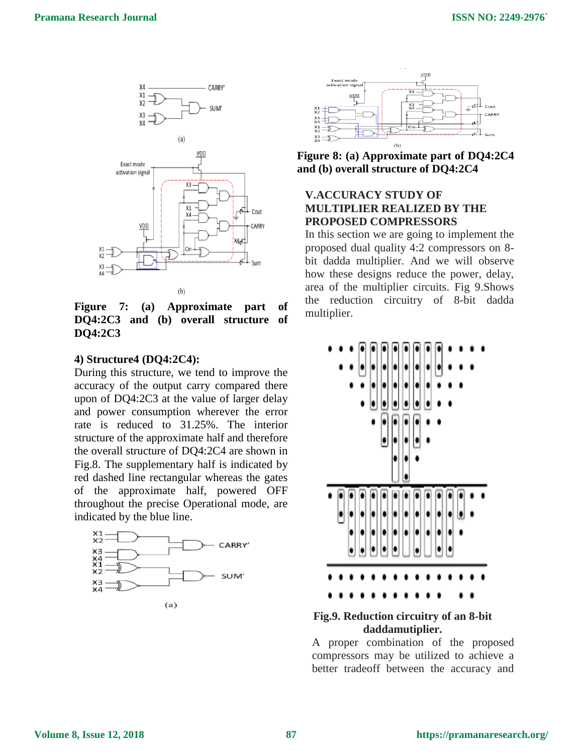**Figure 7: (a) Approximate part of DQ4:2C3 and (b) overall structure of DQ4:2C3**

**4) Structure4 (DQ4:2C4):**

During this structure, we tend to improve the accuracy of the output carry compared there upon of DQ4:2C3 at the value of larger delay and power consumption wherever the error rate is reduced to 31.25%. The interior structure of the approximate half and therefore the overall structure of DQ4:2C4 are shown in Fig.8. The supplementary half is indicated by red dashed line rectangular whereas the gates of the approximate half, powered OFF throughout the precise Operational mode, are indicated by the blue line.

**Figure 8: (a) Approximate part of DQ4:2C4 and (b) overall structure of DQ4:2C4**

## V.ACCURACY STUDY OF MULTIPLIER REALIZED BY THE PROPOSED COMPRESSORS

In this section we are going to implement the proposed dual quality 4:2 compressors on 8-bit dadda multiplier. And we will observe how these designs reduce the power, delay, area of the multiplier circuits. Fig 9.Shows the reduction circuitry of 8-bit dadda multiplier.

**Fig.9. Reduction circuitry of an 8-bit daddamutiplier.**

A proper combination of the proposed compressors may be utilized to achieve a better tradeoff between the accuracy and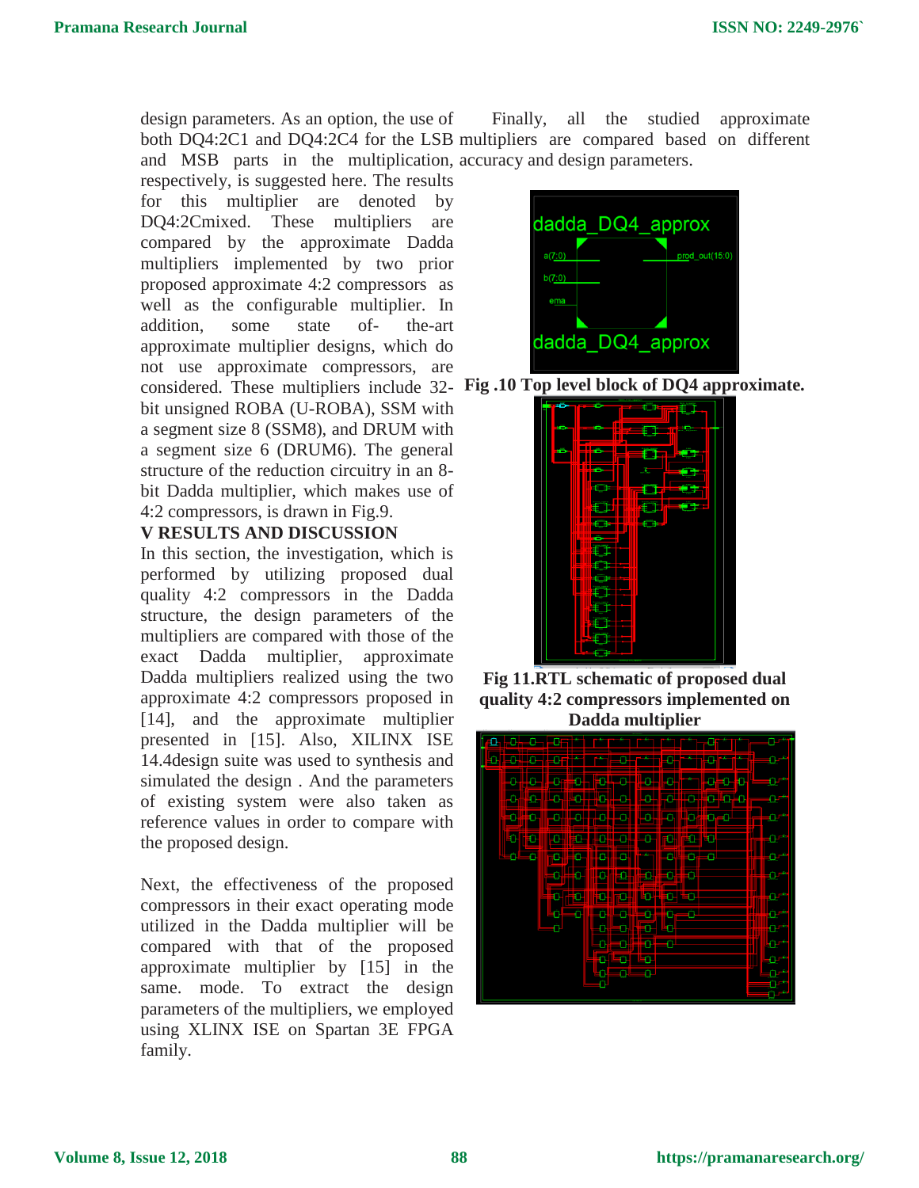design parameters. As an option, the use of both DQ4:2C1 and DQ4:2C4 for the LSB and MSB parts in the multiplication, respectively, is suggested here. The results for this multiplier are denoted by DQ4:2Cmixed. These multipliers are compared by the approximate Dadda multipliers implemented by two prior proposed approximate 4:2 compressors as well as the configurable multiplier. In addition, some state of- the-art approximate multiplier designs, which do not use approximate compressors, are considered. These multipliers include 32-bit unsigned ROBA (U-ROBA), SSM with a segment size 8 (SSM8), and DRUM with a segment size 6 (DRUM6). The general structure of the reduction circuitry in an 8-bit Dadda multiplier, which makes use of 4:2 compressors, is drawn in Fig.9.

## V RESULTS AND DISCUSSION

In this section, the investigation, which is performed by utilizing proposed dual quality 4:2 compressors in the Dadda structure, the design parameters of the multipliers are compared with those of the exact Dadda multiplier, approximate Dadda multipliers realized using the two approximate 4:2 compressors proposed in [14], and the approximate multiplier presented in [15]. Also, XILINX ISE 14.4design suite was used to synthesis and simulated the design . And the parameters of existing system were also taken as reference values in order to compare with the proposed design.

Next, the effectiveness of the proposed compressors in their exact operating mode utilized in the Dadda multiplier will be compared with that of the proposed approximate multiplier by [15] in the same. mode. To extract the design parameters of the multipliers, we employed using XLINX ISE on Spartan 3E FPGA family.

Finally, all the studied approximate multipliers are compared based on different accuracy and design parameters.

**Fig .10 Top level block of DQ4 approximate.**

**Fig 11.RTL schematic of proposed dual quality 4:2 compressors implemented on Dadda multiplier**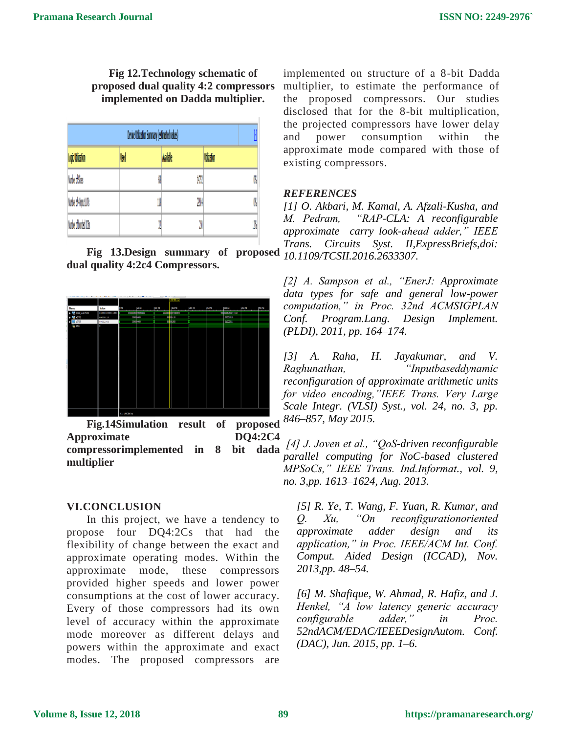**Fig 12.Technology schematic of proposed dual quality 4:2 compressors implemented on Dadda multiplier.**

| Device Utilization Summary (estimated values) | | | |
|---|---|---|---|
| Logic Utilization | Used | Available | Utilization |
| Number of Slices | 68 | 14752 | 0% |
| Number of 4 input LUTs | 118 | 29504 | 0% |
| Number of bonded IOBs | 32 | 250 | 12% |

**Fig 13.Design summary of proposed dual quality 4:2c4 Compressors.**

**Fig.14Simulation result of proposed Approximate DQ4:2C4 compressorimplemented in 8 bit dada multiplier**

## VI.CONCLUSION

In this project, we have a tendency to propose four DQ4:2Cs that had the flexibility of change between the exact and approximate operating modes. Within the approximate mode, these compressors provided higher speeds and lower power consumptions at the cost of lower accuracy. Every of those compressors had its own level of accuracy within the approximate mode moreover as different delays and powers within the approximate and exact modes. The proposed compressors are implemented on structure of a 8-bit Dadda multiplier, to estimate the performance of the proposed compressors. Our studies disclosed that for the 8-bit multiplication, the projected compressors have lower delay and power consumption within the approximate mode compared with those of existing compressors.

## REFERENCES

*[1] O. Akbari, M. Kamal, A. Afzali-Kusha, and M. Pedram, "RAP-CLA: A reconfigurable approximate carry look-ahead adder," IEEE Trans. Circuits Syst. II,ExpressBriefs,doi: 10.1109/TCSII.2016.2633307.*

*[2] A. Sampson et al., "EnerJ: Approximate data types for safe and general low-power computation," in Proc. 32nd ACMSIGPLAN Conf. Program.Lang. Design Implement. (PLDI), 2011, pp. 164–174.*

*[3] A. Raha, H. Jayakumar, and V. Raghunathan, "Inputbaseddynamic reconfiguration of approximate arithmetic units for video encoding,"IEEE Trans. Very Large Scale Integr. (VLSI) Syst., vol. 24, no. 3, pp. 846–857, May 2015.*

*[4] J. Joven et al., "QoS-driven reconfigurable parallel computing for NoC-based clustered MPSoCs," IEEE Trans. Ind.Informat., vol. 9, no. 3,pp. 1613–1624, Aug. 2013.*

*[5] R. Ye, T. Wang, F. Yuan, R. Kumar, and Q. Xu, "On reconfigurationoriented approximate adder design and its application," in Proc. IEEE/ACM Int. Conf. Comput. Aided Design (ICCAD), Nov. 2013,pp. 48–54.*

*[6] M. Shafique, W. Ahmad, R. Hafiz, and J. Henkel, "A low latency generic accuracy configurable adder," in Proc. 52ndACM/EDAC/IEEEDesignAutom. Conf. (DAC), Jun. 2015, pp. 1–6.*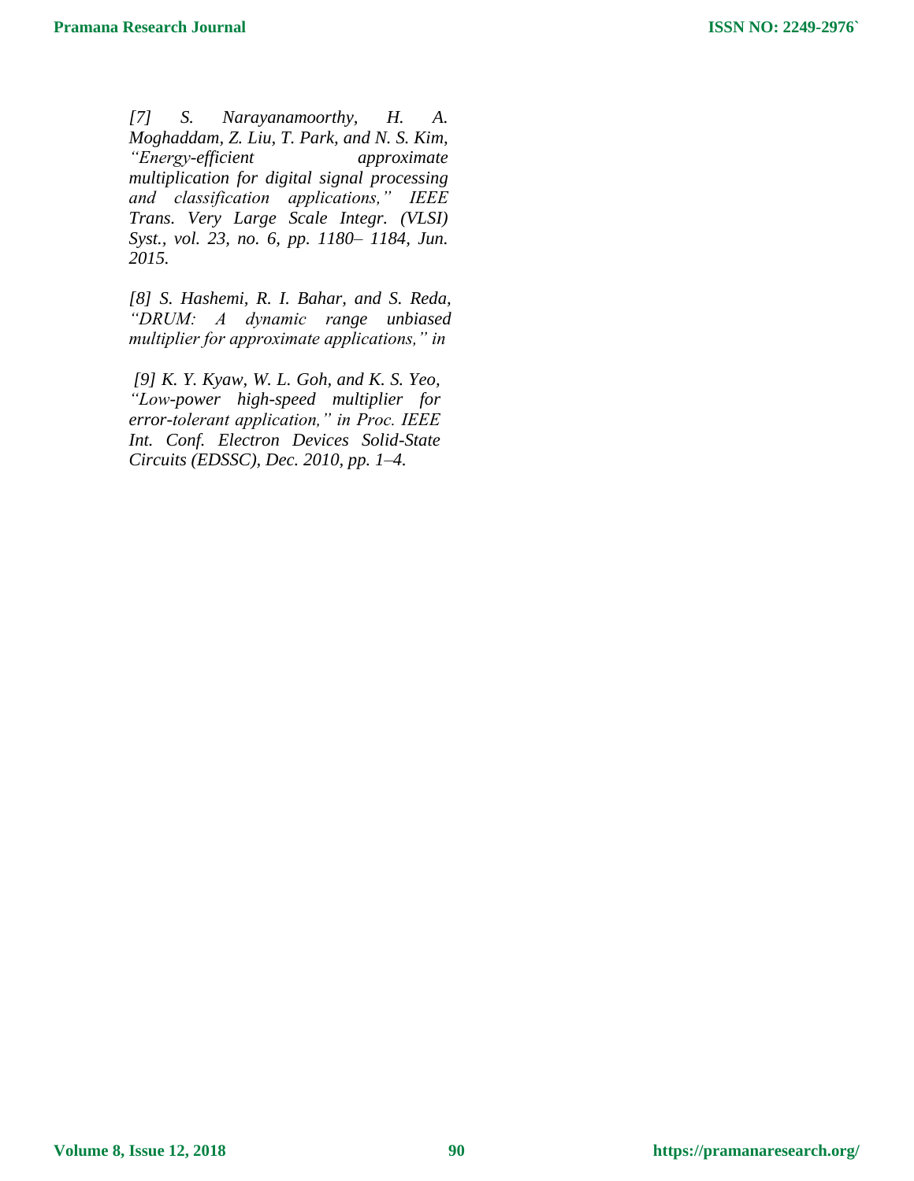*[7] S. Narayanamoorthy, H. A. Moghaddam, Z. Liu, T. Park, and N. S. Kim, "Energy-efficient approximate multiplication for digital signal processing and classification applications," IEEE Trans. Very Large Scale Integr. (VLSI) Syst., vol. 23, no. 6, pp. 1180– 1184, Jun. 2015.*

*[8] S. Hashemi, R. I. Bahar, and S. Reda, "DRUM: A dynamic range unbiased multiplier for approximate applications," in*

*[9] K. Y. Kyaw, W. L. Goh, and K. S. Yeo, "Low-power high-speed multiplier for error-tolerant application," in Proc. IEEE Int. Conf. Electron Devices Solid-State Circuits (EDSSC), Dec. 2010, pp. 1–4.*